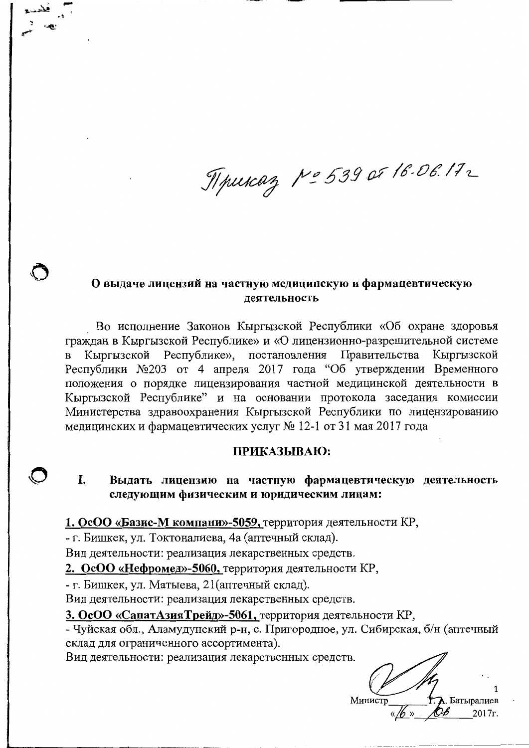Приказ № 539 от 16.06.17 г

**О выдаче лицензий на частную медицинскую и фармацевтическую деятельность**

Во исполнение Законов Кыргызской Республики «Об охране здоровья граждан в Кыргызской Республике» и «О лицензионно-разрешительной системе в Кыргызской Республике», постановления Правительства Кыргызской Республики №203 от 4 апреля 2017 года "Об утверждении Временного положения о порядке лицензирования частной медицинской деятельности в Кыргызской Республике" и на основании протокола заседания комиссии Министерства здравоохранения Кыргызской Республики по лицензированию медицинских и фармацевтических услуг № 12-1 от 31 мая 2017 года

**ПРИКАЗЫВАЮ:**

**I. Выдать лицензию на частную фармацевтическую деятельность следующим физическим и юридическим лицам:**

**1. ОсОО «Базис-М компани»-5059,** территория деятельности КР,
- г. Бишкек, ул. Токтоналиева, 4а (аптечный склад).
Вид деятельности: реализация лекарственных средств.

**2. ОсОО «Нефромед»-5060,** территория деятельности КР,
- г. Бишкек, ул. Матыева, 21(аптечный склад).
Вид деятельности: реализация лекарственных средств.

**3. ОсОО «СапатАзияТрейд»-5061,** территория деятельности КР,
- Чуйская обл., Аламудунский р-н, с. Пригородное, ул. Сибирская, б/н (аптечный склад для ограниченного ассортимента).
Вид деятельности: реализация лекарственных средств.

Министр ________ Т. А. Батыралиев
«16» 06 2017г.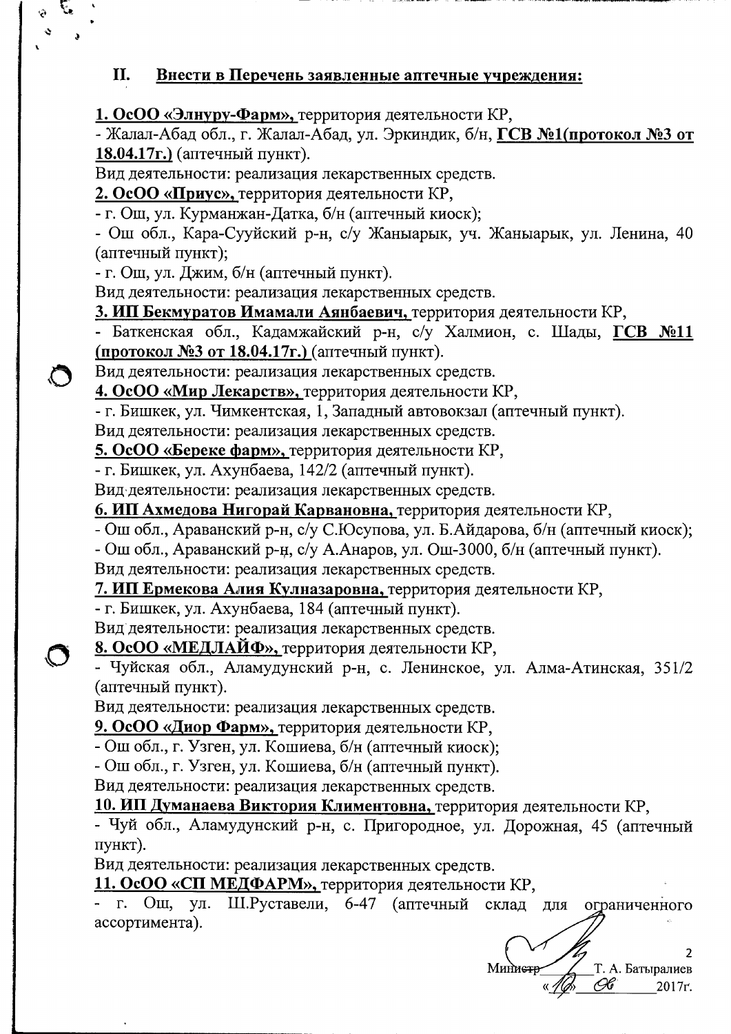## II. <u>Внести в Перечень заявленные аптечные учреждения:</u>

**<u>1. ОсОО «Элнуру-Фарм»,</u>** территория деятельности КР,

- Жалал-Абад обл., г. Жалал-Абад, ул. Эркиндик, б/н, **<u>ГСВ №1(протокол №3 от 18.04.17г.)</u>** (аптечный пункт).

Вид деятельности: реализация лекарственных средств.

**<u>2. ОсОО «Приус»,</u>** территория деятельности КР,

- г. Ош, ул. Курманжан-Датка, б/н (аптечный киоск);
- Ош обл., Кара-Сууйский р-н, с/у Жаныарык, уч. Жаныарык, ул. Ленина, 40 (аптечный пункт);
- г. Ош, ул. Джим, б/н (аптечный пункт).

Вид деятельности: реализация лекарственных средств.

**<u>3. ИП Бекмуратов Имамали Аянбаевич,</u>** территория деятельности КР,

- Баткенская обл., Кадамжайский р-н, с/у Халмион, с. Шады, **<u>ГСВ №11 (протокол №3 от 18.04.17г.)</u>** (аптечный пункт).

Вид деятельности: реализация лекарственных средств.

**<u>4. ОсОО «Мир Лекарств»,</u>** территория деятельности КР,

- г. Бишкек, ул. Чимкентская, 1, Западный автовокзал (аптечный пункт).

Вид деятельности: реализация лекарственных средств.

**<u>5. ОсОО «Береке фарм»,</u>** территория деятельности КР,

- г. Бишкек, ул. Ахунбаева, 142/2 (аптечный пункт).

Вид деятельности: реализация лекарственных средств.

**<u>6. ИП Ахмедова Нигорай Карвановна,</u>** территория деятельности КР,

- Ош обл., Араванский р-н, с/у С.Юсупова, ул. Б.Айдарова, б/н (аптечный киоск);
- Ош обл., Араванский р-н, с/у А.Анаров, ул. Ош-3000, б/н (аптечный пункт).

Вид деятельности: реализация лекарственных средств.

**<u>7. ИП Ермекова Алия Кулназаровна,</u>** территория деятельности КР,

- г. Бишкек, ул. Ахунбаева, 184 (аптечный пункт).

Вид деятельности: реализация лекарственных средств.

**<u>8. ОсОО «МЕДЛАЙФ»,</u>** территория деятельности КР,

- Чуйская обл., Аламудунский р-н, с. Ленинское, ул. Алма-Атинская, 351/2 (аптечный пункт).

Вид деятельности: реализация лекарственных средств.

**<u>9. ОсОО «Диор Фарм»,</u>** территория деятельности КР,

- Ош обл., г. Узген, ул. Кошиева, б/н (аптечный киоск);
- Ош обл., г. Узген, ул. Кошиева, б/н (аптечный пункт).

Вид деятельности: реализация лекарственных средств.

**<u>10. ИП Думанаева Виктория Климентовна,</u>** территория деятельности КР,

- Чуй обл., Аламудунский р-н, с. Пригородное, ул. Дорожная, 45 (аптечный пункт).

Вид деятельности: реализация лекарственных средств.

**<u>11. ОсОО «СП МЕДФАРМ»,</u>** территория деятельности КР,

- г. Ош, ул. Ш.Руставели, 6-47 (аптечный склад для ограниченного ассортимента).

Министр Т. А. Батыралиев
«16» 06 2017г.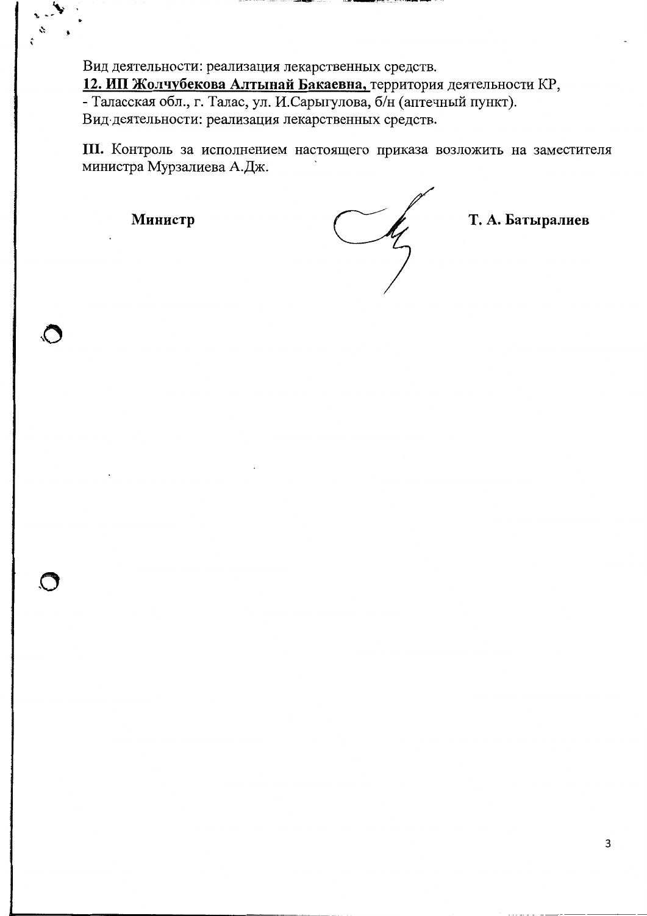Вид деятельности: реализация лекарственных средств.

**12. ИП Жолчубекова Алтынай Бакаевна,** территория деятельности КР,
- Таласская обл., г. Талас, ул. И.Сарыгулова, б/н (аптечный пункт).

Вид деятельности: реализация лекарственных средств.

**III.** Контроль за исполнением настоящего приказа возложить на заместителя министра Мурзалиева А.Дж.

**Министр** **Т. А. Батыралиев**